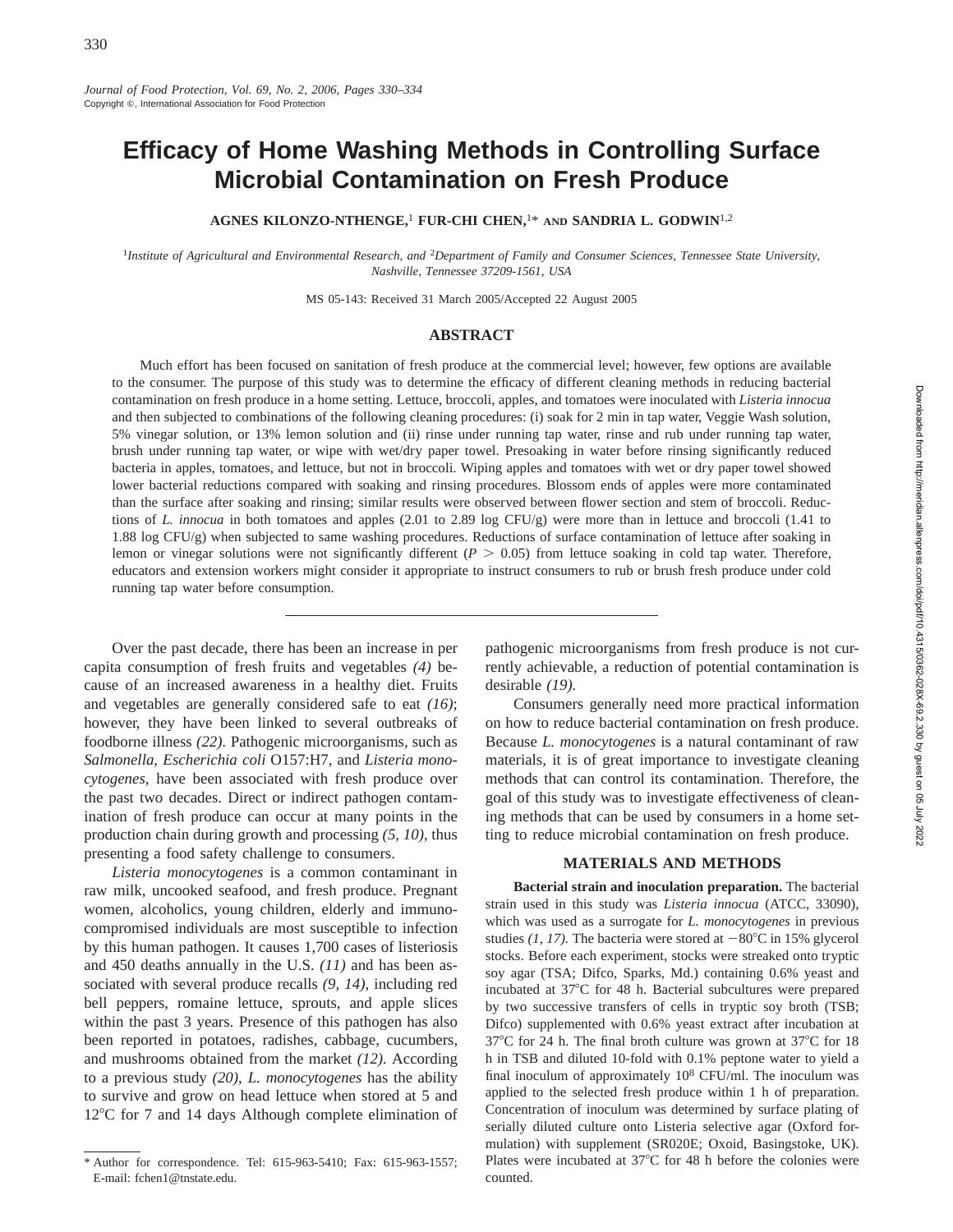# Efficacy of Home Washing Methods in Controlling Surface Microbial Contamination on Fresh Produce

AGNES KILONZO-NTHENGE,[1] FUR-CHI CHEN,[1*] AND SANDRIA L. GODWIN[1,2]

[1]*Institute of Agricultural and Environmental Research, and* [2]*Department of Family and Consumer Sciences, Tennessee State University, Nashville, Tennessee 37209-1561, USA*

MS 05-143: Received 31 March 2005/Accepted 22 August 2005

## ABSTRACT

Much effort has been focused on sanitation of fresh produce at the commercial level; however, few options are available to the consumer. The purpose of this study was to determine the efficacy of different cleaning methods in reducing bacterial contamination on fresh produce in a home setting. Lettuce, broccoli, apples, and tomatoes were inoculated with *Listeria innocua* and then subjected to combinations of the following cleaning procedures: (i) soak for 2 min in tap water, Veggie Wash solution, 5% vinegar solution, or 13% lemon solution and (ii) rinse under running tap water, rinse and rub under running tap water, brush under running tap water, or wipe with wet/dry paper towel. Presoaking in water before rinsing significantly reduced bacteria in apples, tomatoes, and lettuce, but not in broccoli. Wiping apples and tomatoes with wet or dry paper towel showed lower bacterial reductions compared with soaking and rinsing procedures. Blossom ends of apples were more contaminated than the surface after soaking and rinsing; similar results were observed between flower section and stem of broccoli. Reductions of *L. innocua* in both tomatoes and apples (2.01 to 2.89 log CFU/g) were more than in lettuce and broccoli (1.41 to 1.88 log CFU/g) when subjected to same washing procedures. Reductions of surface contamination of lettuce after soaking in lemon or vinegar solutions were not significantly different ($P > 0.05$) from lettuce soaking in cold tap water. Therefore, educators and extension workers might consider it appropriate to instruct consumers to rub or brush fresh produce under cold running tap water before consumption.

Over the past decade, there has been an increase in per capita consumption of fresh fruits and vegetables *(4)* because of an increased awareness in a healthy diet. Fruits and vegetables are generally considered safe to eat *(16)*; however, they have been linked to several outbreaks of foodborne illness *(22)*. Pathogenic microorganisms, such as *Salmonella*, *Escherichia coli* O157:H7, and *Listeria monocytogenes*, have been associated with fresh produce over the past two decades. Direct or indirect pathogen contamination of fresh produce can occur at many points in the production chain during growth and processing *(5, 10)*, thus presenting a food safety challenge to consumers.

*Listeria monocytogenes* is a common contaminant in raw milk, uncooked seafood, and fresh produce. Pregnant women, alcoholics, young children, elderly and immunocompromised individuals are most susceptible to infection by this human pathogen. It causes 1,700 cases of listeriosis and 450 deaths annually in the U.S. *(11)* and has been associated with several produce recalls *(9, 14)*, including red bell peppers, romaine lettuce, sprouts, and apple slices within the past 3 years. Presence of this pathogen has also been reported in potatoes, radishes, cabbage, cucumbers, and mushrooms obtained from the market *(12)*. According to a previous study *(20)*, *L. monocytogenes* has the ability to survive and grow on head lettuce when stored at 5 and 12°C for 7 and 14 days Although complete elimination of pathogenic microorganisms from fresh produce is not currently achievable, a reduction of potential contamination is desirable *(19)*.

Consumers generally need more practical information on how to reduce bacterial contamination on fresh produce. Because *L. monocytogenes* is a natural contaminant of raw materials, it is of great importance to investigate cleaning methods that can control its contamination. Therefore, the goal of this study was to investigate effectiveness of cleaning methods that can be used by consumers in a home setting to reduce microbial contamination on fresh produce.

## MATERIALS AND METHODS

**Bacterial strain and inoculation preparation.** The bacterial strain used in this study was *Listeria innocua* (ATCC, 33090), which was used as a surrogate for *L. monocytogenes* in previous studies *(1, 17)*. The bacteria were stored at −80°C in 15% glycerol stocks. Before each experiment, stocks were streaked onto tryptic soy agar (TSA; Difco, Sparks, Md.) containing 0.6% yeast and incubated at 37°C for 48 h. Bacterial subcultures were prepared by two successive transfers of cells in tryptic soy broth (TSB; Difco) supplemented with 0.6% yeast extract after incubation at 37°C for 24 h. The final broth culture was grown at 37°C for 18 h in TSB and diluted 10-fold with 0.1% peptone water to yield a final inoculum of approximately $10^8$ CFU/ml. The inoculum was applied to the selected fresh produce within 1 h of preparation. Concentration of inoculum was determined by surface plating of serially diluted culture onto Listeria selective agar (Oxford formulation) with supplement (SR020E; Oxoid, Basingstoke, UK). Plates were incubated at 37°C for 48 h before the colonies were counted.

\* Author for correspondence. Tel: 615-963-5410; Fax: 615-963-1557; E-mail: fchen1@tnstate.edu.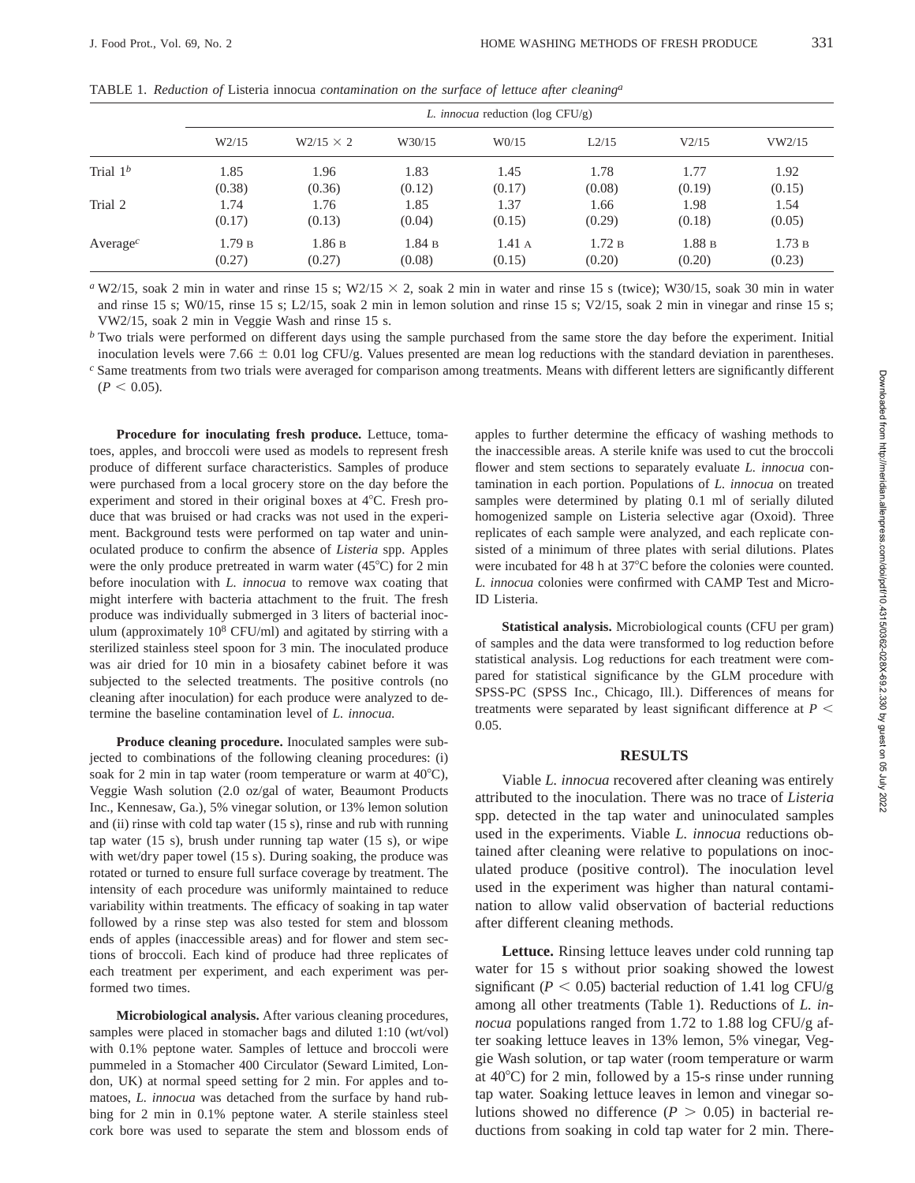TABLE 1. *Reduction of* Listeria innocua *contamination on the surface of lettuce after cleaning*[a]

| | *L. innocua* reduction (log CFU/g) | | | | | | |
|---|---|---|---|---|---|---|---|
| | W2/15 | W2/15 × 2 | W30/15 | W0/15 | L2/15 | V2/15 | VW2/15 |
| Trial 1[b] | 1.85 (0.38) | 1.96 (0.36) | 1.83 (0.12) | 1.45 (0.17) | 1.78 (0.08) | 1.77 (0.19) | 1.92 (0.15) |
| Trial 2 | 1.74 (0.17) | 1.76 (0.13) | 1.85 (0.04) | 1.37 (0.15) | 1.66 (0.29) | 1.98 (0.18) | 1.54 (0.05) |
| Average[c] | 1.79 B (0.27) | 1.86 B (0.27) | 1.84 B (0.08) | 1.41 A (0.15) | 1.72 B (0.20) | 1.88 B (0.20) | 1.73 B (0.23) |

[a] W2/15, soak 2 min in water and rinse 15 s; W2/15 × 2, soak 2 min in water and rinse 15 s (twice); W30/15, soak 30 min in water and rinse 15 s; W0/15, rinse 15 s; L2/15, soak 2 min in lemon solution and rinse 15 s; V2/15, soak 2 min in vinegar and rinse 15 s; VW2/15, soak 2 min in Veggie Wash and rinse 15 s.

[b] Two trials were performed on different days using the sample purchased from the same store the day before the experiment. Initial inoculation levels were 7.66 ± 0.01 log CFU/g. Values presented are mean log reductions with the standard deviation in parentheses.

[c] Same treatments from two trials were averaged for comparison among treatments. Means with different letters are significantly different ($P < 0.05$).

**Procedure for inoculating fresh produce.** Lettuce, tomatoes, apples, and broccoli were used as models to represent fresh produce of different surface characteristics. Samples of produce were purchased from a local grocery store on the day before the experiment and stored in their original boxes at 4°C. Fresh produce that was bruised or had cracks was not used in the experiment. Background tests were performed on tap water and uninoculated produce to confirm the absence of *Listeria* spp. Apples were the only produce pretreated in warm water (45°C) for 2 min before inoculation with *L. innocua* to remove wax coating that might interfere with bacteria attachment to the fruit. The fresh produce was individually submerged in 3 liters of bacterial inoculum (approximately $10^8$ CFU/ml) and agitated by stirring with a sterilized stainless steel spoon for 3 min. The inoculated produce was air dried for 10 min in a biosafety cabinet before it was subjected to the selected treatments. The positive controls (no cleaning after inoculation) for each produce were analyzed to determine the baseline contamination level of *L. innocua.*

**Produce cleaning procedure.** Inoculated samples were subjected to combinations of the following cleaning procedures: (i) soak for 2 min in tap water (room temperature or warm at 40°C), Veggie Wash solution (2.0 oz/gal of water, Beaumont Products Inc., Kennesaw, Ga.), 5% vinegar solution, or 13% lemon solution and (ii) rinse with cold tap water (15 s), rinse and rub with running tap water (15 s), brush under running tap water (15 s), or wipe with wet/dry paper towel (15 s). During soaking, the produce was rotated or turned to ensure full surface coverage by treatment. The intensity of each procedure was uniformly maintained to reduce variability within treatments. The efficacy of soaking in tap water followed by a rinse step was also tested for stem and blossom ends of apples (inaccessible areas) and for flower and stem sections of broccoli. Each kind of produce had three replicates of each treatment per experiment, and each experiment was performed two times.

**Microbiological analysis.** After various cleaning procedures, samples were placed in stomacher bags and diluted 1:10 (wt/vol) with 0.1% peptone water. Samples of lettuce and broccoli were pummeled in a Stomacher 400 Circulator (Seward Limited, London, UK) at normal speed setting for 2 min. For apples and tomatoes, *L. innocua* was detached from the surface by hand rubbing for 2 min in 0.1% peptone water. A sterile stainless steel cork bore was used to separate the stem and blossom ends of apples to further determine the efficacy of washing methods to the inaccessible areas. A sterile knife was used to cut the broccoli flower and stem sections to separately evaluate *L. innocua* contamination in each portion. Populations of *L. innocua* on treated samples were determined by plating 0.1 ml of serially diluted homogenized sample on Listeria selective agar (Oxoid). Three replicates of each sample were analyzed, and each replicate consisted of a minimum of three plates with serial dilutions. Plates were incubated for 48 h at 37°C before the colonies were counted. *L. innocua* colonies were confirmed with CAMP Test and Micro-ID Listeria.

**Statistical analysis.** Microbiological counts (CFU per gram) of samples and the data were transformed to log reduction before statistical analysis. Log reductions for each treatment were compared for statistical significance by the GLM procedure with SPSS-PC (SPSS Inc., Chicago, Ill.). Differences of means for treatments were separated by least significant difference at $P < 0.05$.

## RESULTS

Viable *L. innocua* recovered after cleaning was entirely attributed to the inoculation. There was no trace of *Listeria* spp. detected in the tap water and uninoculated samples used in the experiments. Viable *L. innocua* reductions obtained after cleaning were relative to populations on inoculated produce (positive control). The inoculation level used in the experiment was higher than natural contamination to allow valid observation of bacterial reductions after different cleaning methods.

**Lettuce.** Rinsing lettuce leaves under cold running tap water for 15 s without prior soaking showed the lowest significant ($P < 0.05$) bacterial reduction of 1.41 log CFU/g among all other treatments (Table 1). Reductions of *L. innocua* populations ranged from 1.72 to 1.88 log CFU/g after soaking lettuce leaves in 13% lemon, 5% vinegar, Veggie Wash solution, or tap water (room temperature or warm at 40°C) for 2 min, followed by a 15-s rinse under running tap water. Soaking lettuce leaves in lemon and vinegar solutions showed no difference ($P > 0.05$) in bacterial reductions from soaking in cold tap water for 2 min. There-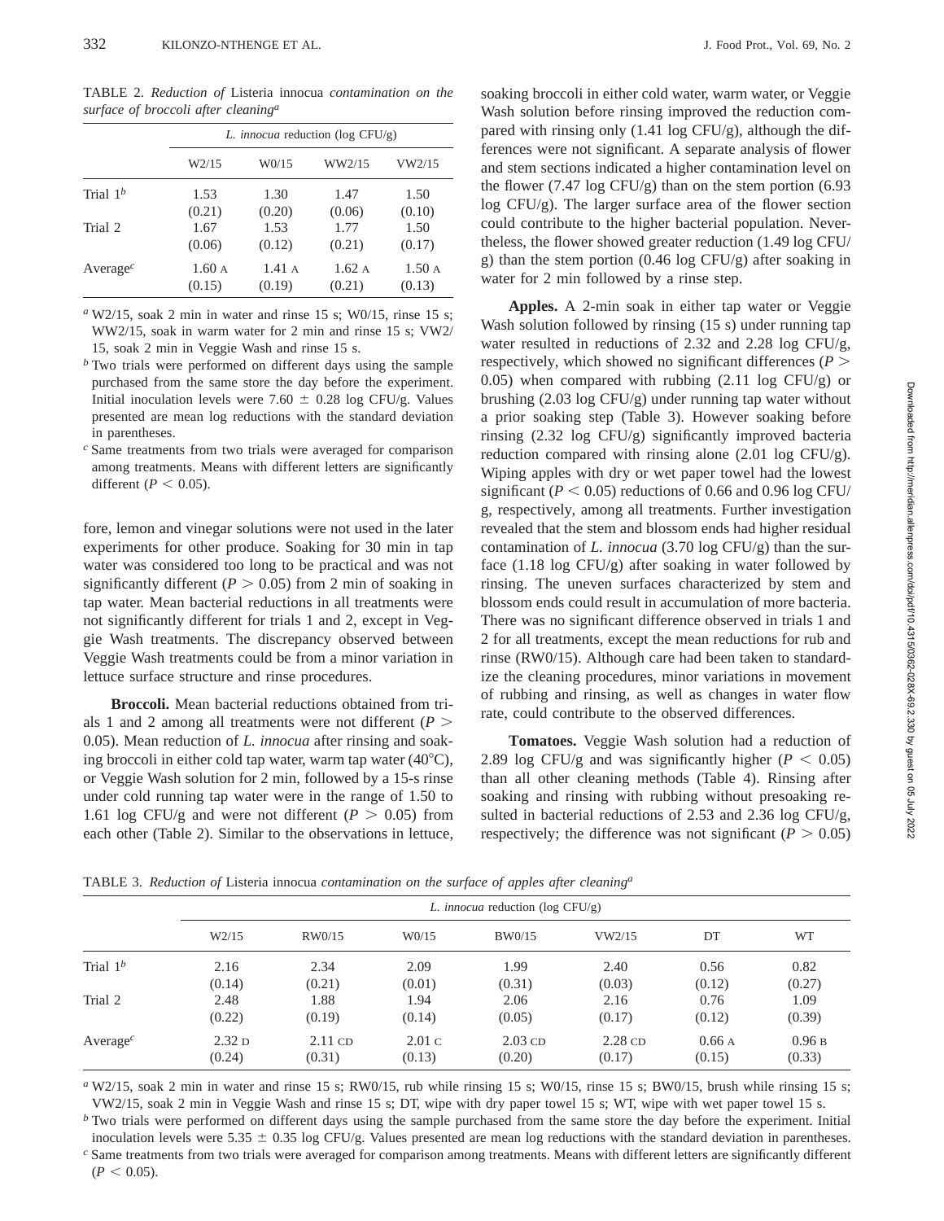TABLE 2. *Reduction of* Listeria innocua *contamination on the surface of broccoli after cleaning*[a]

| | *L. innocua* reduction (log CFU/g) | | | |
|---|---|---|---|---|
| | W2/15 | W0/15 | WW2/15 | VW2/15 |
| Trial 1[b] | 1.53 (0.21) | 1.30 (0.20) | 1.47 (0.06) | 1.50 (0.10) |
| Trial 2 | 1.67 (0.06) | 1.53 (0.12) | 1.77 (0.21) | 1.50 (0.17) |
| Average[c] | 1.60 A (0.15) | 1.41 A (0.19) | 1.62 A (0.21) | 1.50 A (0.13) |

[a] W2/15, soak 2 min in water and rinse 15 s; W0/15, rinse 15 s; WW2/15, soak in warm water for 2 min and rinse 15 s; VW2/15, soak 2 min in Veggie Wash and rinse 15 s.

[b] Two trials were performed on different days using the sample purchased from the same store the day before the experiment. Initial inoculation levels were 7.60 ± 0.28 log CFU/g. Values presented are mean log reductions with the standard deviation in parentheses.

[c] Same treatments from two trials were averaged for comparison among treatments. Means with different letters are significantly different ($P < 0.05$).

fore, lemon and vinegar solutions were not used in the later experiments for other produce. Soaking for 30 min in tap water was considered too long to be practical and was not significantly different ($P > 0.05$) from 2 min of soaking in tap water. Mean bacterial reductions in all treatments were not significantly different for trials 1 and 2, except in Veggie Wash treatments. The discrepancy observed between Veggie Wash treatments could be from a minor variation in lettuce surface structure and rinse procedures.

**Broccoli.** Mean bacterial reductions obtained from trials 1 and 2 among all treatments were not different ($P > 0.05$). Mean reduction of *L. innocua* after rinsing and soaking broccoli in either cold tap water, warm tap water (40°C), or Veggie Wash solution for 2 min, followed by a 15-s rinse under cold running tap water were in the range of 1.50 to 1.61 log CFU/g and were not different ($P > 0.05$) from each other (Table 2). Similar to the observations in lettuce, soaking broccoli in either cold water, warm water, or Veggie Wash solution before rinsing improved the reduction compared with rinsing only (1.41 log CFU/g), although the differences were not significant. A separate analysis of flower and stem sections indicated a higher contamination level on the flower (7.47 log CFU/g) than on the stem portion (6.93 log CFU/g). The larger surface area of the flower section could contribute to the higher bacterial population. Nevertheless, the flower showed greater reduction (1.49 log CFU/g) than the stem portion (0.46 log CFU/g) after soaking in water for 2 min followed by a rinse step.

**Apples.** A 2-min soak in either tap water or Veggie Wash solution followed by rinsing (15 s) under running tap water resulted in reductions of 2.32 and 2.28 log CFU/g, respectively, which showed no significant differences ($P > 0.05$) when compared with rubbing (2.11 log CFU/g) or brushing (2.03 log CFU/g) under running tap water without a prior soaking step (Table 3). However soaking before rinsing (2.32 log CFU/g) significantly improved bacteria reduction compared with rinsing alone (2.01 log CFU/g). Wiping apples with dry or wet paper towel had the lowest significant ($P < 0.05$) reductions of 0.66 and 0.96 log CFU/g, respectively, among all treatments. Further investigation revealed that the stem and blossom ends had higher residual contamination of *L. innocua* (3.70 log CFU/g) than the surface (1.18 log CFU/g) after soaking in water followed by rinsing. The uneven surfaces characterized by stem and blossom ends could result in accumulation of more bacteria. There was no significant difference observed in trials 1 and 2 for all treatments, except the mean reductions for rub and rinse (RW0/15). Although care had been taken to standardize the cleaning procedures, minor variations in movement of rubbing and rinsing, as well as changes in water flow rate, could contribute to the observed differences.

**Tomatoes.** Veggie Wash solution had a reduction of 2.89 log CFU/g and was significantly higher ($P < 0.05$) than all other cleaning methods (Table 4). Rinsing after soaking and rinsing with rubbing without presoaking resulted in bacterial reductions of 2.53 and 2.36 log CFU/g, respectively; the difference was not significant ($P > 0.05$)

TABLE 3. *Reduction of* Listeria innocua *contamination on the surface of apples after cleaning*[a]

| | *L. innocua* reduction (log CFU/g) | | | | | | |
|---|---|---|---|---|---|---|---|
| | W2/15 | RW0/15 | W0/15 | BW0/15 | VW2/15 | DT | WT |
| Trial 1[b] | 2.16 (0.14) | 2.34 (0.21) | 2.09 (0.01) | 1.99 (0.31) | 2.40 (0.03) | 0.56 (0.12) | 0.82 (0.27) |
| Trial 2 | 2.48 (0.22) | 1.88 (0.19) | 1.94 (0.14) | 2.06 (0.05) | 2.16 (0.17) | 0.76 (0.12) | 1.09 (0.39) |
| Average[c] | 2.32 D (0.24) | 2.11 CD (0.31) | 2.01 C (0.13) | 2.03 CD (0.20) | 2.28 CD (0.17) | 0.66 A (0.15) | 0.96 B (0.33) |

[a] W2/15, soak 2 min in water and rinse 15 s; RW0/15, rub while rinsing 15 s; W0/15, rinse 15 s; BW0/15, brush while rinsing 15 s; VW2/15, soak 2 min in Veggie Wash and rinse 15 s; DT, wipe with dry paper towel 15 s; WT, wipe with wet paper towel 15 s.

[b] Two trials were performed on different days using the sample purchased from the same store the day before the experiment. Initial inoculation levels were 5.35 ± 0.35 log CFU/g. Values presented are mean log reductions with the standard deviation in parentheses.

[c] Same treatments from two trials were averaged for comparison among treatments. Means with different letters are significantly different ($P < 0.05$).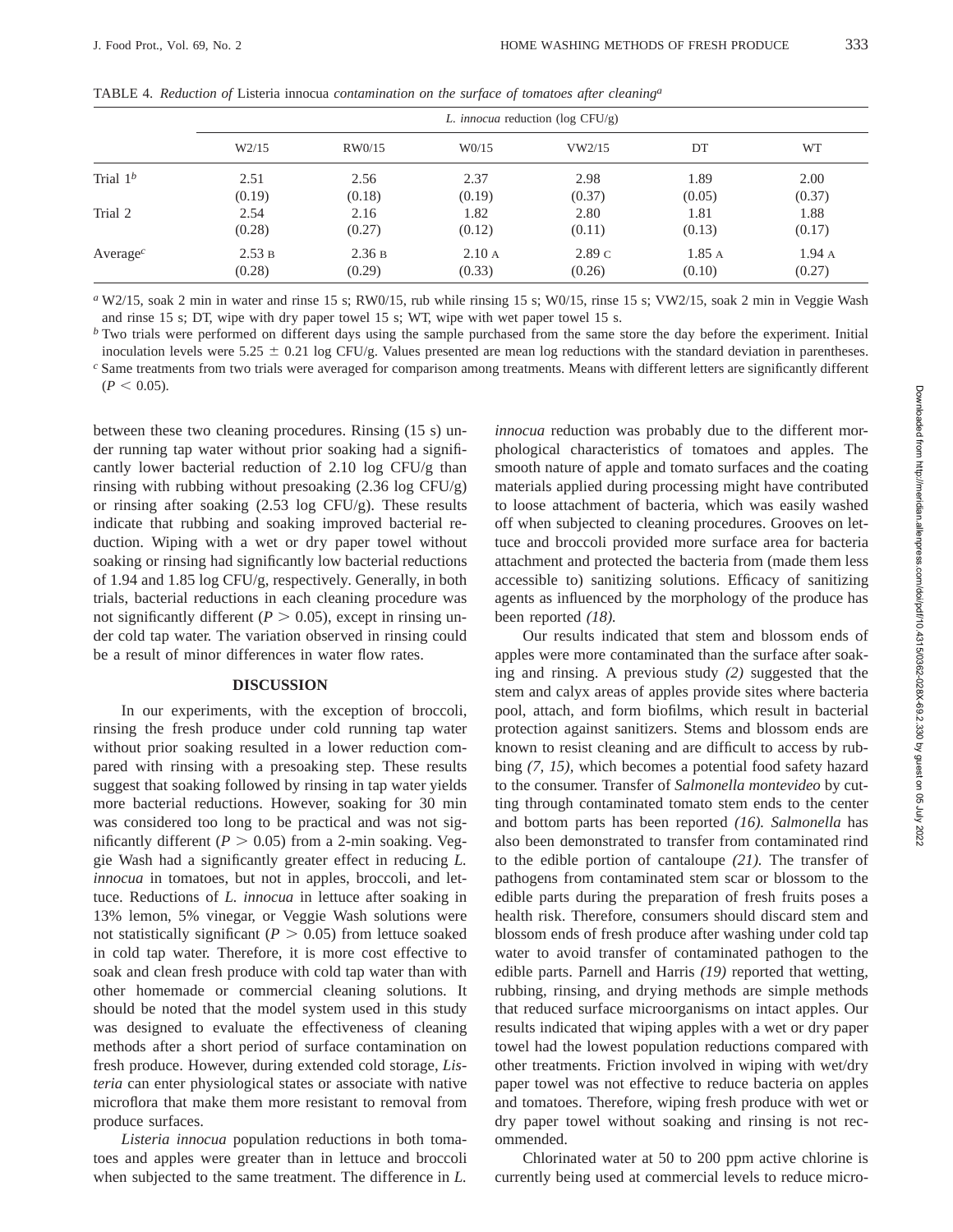TABLE 4. *Reduction of* Listeria innocua *contamination on the surface of tomatoes after cleaning*[a]

| | *L. innocua* reduction (log CFU/g) | | | | | |
|---|---|---|---|---|---|---|
| | W2/15 | RW0/15 | W0/15 | VW2/15 | DT | WT |
| Trial 1[b] | 2.51 (0.19) | 2.56 (0.18) | 2.37 (0.19) | 2.98 (0.37) | 1.89 (0.05) | 2.00 (0.37) |
| Trial 2 | 2.54 (0.28) | 2.16 (0.27) | 1.82 (0.12) | 2.80 (0.11) | 1.81 (0.13) | 1.88 (0.17) |
| Average[c] | 2.53 B (0.28) | 2.36 B (0.29) | 2.10 A (0.33) | 2.89 C (0.26) | 1.85 A (0.10) | 1.94 A (0.27) |

[a] W2/15, soak 2 min in water and rinse 15 s; RW0/15, rub while rinsing 15 s; W0/15, rinse 15 s; VW2/15, soak 2 min in Veggie Wash and rinse 15 s; DT, wipe with dry paper towel 15 s; WT, wipe with wet paper towel 15 s.

[b] Two trials were performed on different days using the sample purchased from the same store the day before the experiment. Initial inoculation levels were $5.25 \pm 0.21$ log CFU/g. Values presented are mean log reductions with the standard deviation in parentheses.

[c] Same treatments from two trials were averaged for comparison among treatments. Means with different letters are significantly different ($P < 0.05$).

between these two cleaning procedures. Rinsing (15 s) under running tap water without prior soaking had a significantly lower bacterial reduction of 2.10 log CFU/g than rinsing with rubbing without presoaking (2.36 log CFU/g) or rinsing after soaking (2.53 log CFU/g). These results indicate that rubbing and soaking improved bacterial reduction. Wiping with a wet or dry paper towel without soaking or rinsing had significantly low bacterial reductions of 1.94 and 1.85 log CFU/g, respectively. Generally, in both trials, bacterial reductions in each cleaning procedure was not significantly different ($P > 0.05$), except in rinsing under cold tap water. The variation observed in rinsing could be a result of minor differences in water flow rates.

## DISCUSSION

In our experiments, with the exception of broccoli, rinsing the fresh produce under cold running tap water without prior soaking resulted in a lower reduction compared with rinsing with a presoaking step. These results suggest that soaking followed by rinsing in tap water yields more bacterial reductions. However, soaking for 30 min was considered too long to be practical and was not significantly different ($P > 0.05$) from a 2-min soaking. Veggie Wash had a significantly greater effect in reducing *L. innocua* in tomatoes, but not in apples, broccoli, and lettuce. Reductions of *L. innocua* in lettuce after soaking in 13% lemon, 5% vinegar, or Veggie Wash solutions were not statistically significant ($P > 0.05$) from lettuce soaked in cold tap water. Therefore, it is more cost effective to soak and clean fresh produce with cold tap water than with other homemade or commercial cleaning solutions. It should be noted that the model system used in this study was designed to evaluate the effectiveness of cleaning methods after a short period of surface contamination on fresh produce. However, during extended cold storage, *Listeria* can enter physiological states or associate with native microflora that make them more resistant to removal from produce surfaces.

*Listeria innocua* population reductions in both tomatoes and apples were greater than in lettuce and broccoli when subjected to the same treatment. The difference in *L. innocua* reduction was probably due to the different morphological characteristics of tomatoes and apples. The smooth nature of apple and tomato surfaces and the coating materials applied during processing might have contributed to loose attachment of bacteria, which was easily washed off when subjected to cleaning procedures. Grooves on lettuce and broccoli provided more surface area for bacteria attachment and protected the bacteria from (made them less accessible to) sanitizing solutions. Efficacy of sanitizing agents as influenced by the morphology of the produce has been reported *(18)*.

Our results indicated that stem and blossom ends of apples were more contaminated than the surface after soaking and rinsing. A previous study *(2)* suggested that the stem and calyx areas of apples provide sites where bacteria pool, attach, and form biofilms, which result in bacterial protection against sanitizers. Stems and blossom ends are known to resist cleaning and are difficult to access by rubbing *(7, 15)*, which becomes a potential food safety hazard to the consumer. Transfer of *Salmonella montevideo* by cutting through contaminated tomato stem ends to the center and bottom parts has been reported *(16)*. *Salmonella* has also been demonstrated to transfer from contaminated rind to the edible portion of cantaloupe *(21)*. The transfer of pathogens from contaminated stem scar or blossom to the edible parts during the preparation of fresh fruits poses a health risk. Therefore, consumers should discard stem and blossom ends of fresh produce after washing under cold tap water to avoid transfer of contaminated pathogen to the edible parts. Parnell and Harris *(19)* reported that wetting, rubbing, rinsing, and drying methods are simple methods that reduced surface microorganisms on intact apples. Our results indicated that wiping apples with a wet or dry paper towel had the lowest population reductions compared with other treatments. Friction involved in wiping with wet/dry paper towel was not effective to reduce bacteria on apples and tomatoes. Therefore, wiping fresh produce with wet or dry paper towel without soaking and rinsing is not recommended.

Chlorinated water at 50 to 200 ppm active chlorine is currently being used at commercial levels to reduce micro-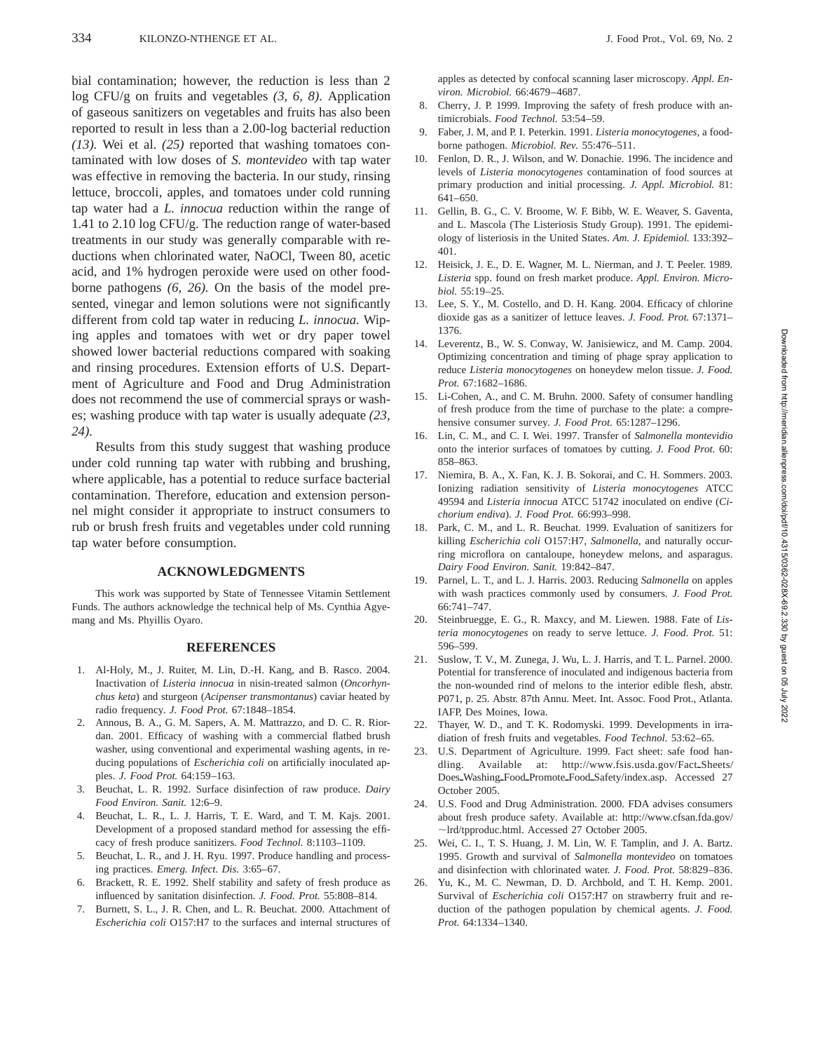bial contamination; however, the reduction is less than 2 log CFU/g on fruits and vegetables *(3, 6, 8)*. Application of gaseous sanitizers on vegetables and fruits has also been reported to result in less than a 2.00-log bacterial reduction *(13)*. Wei et al. *(25)* reported that washing tomatoes contaminated with low doses of *S. montevideo* with tap water was effective in removing the bacteria. In our study, rinsing lettuce, broccoli, apples, and tomatoes under cold running tap water had a *L. innocua* reduction within the range of 1.41 to 2.10 log CFU/g. The reduction range of water-based treatments in our study was generally comparable with reductions when chlorinated water, NaOCl, Tween 80, acetic acid, and 1% hydrogen peroxide were used on other foodborne pathogens *(6, 26)*. On the basis of the model presented, vinegar and lemon solutions were not significantly different from cold tap water in reducing *L. innocua*. Wiping apples and tomatoes with wet or dry paper towel showed lower bacterial reductions compared with soaking and rinsing procedures. Extension efforts of U.S. Department of Agriculture and Food and Drug Administration does not recommend the use of commercial sprays or washes; washing produce with tap water is usually adequate *(23, 24)*.

Results from this study suggest that washing produce under cold running tap water with rubbing and brushing, where applicable, has a potential to reduce surface bacterial contamination. Therefore, education and extension personnel might consider it appropriate to instruct consumers to rub or brush fresh fruits and vegetables under cold running tap water before consumption.

## ACKNOWLEDGMENTS

This work was supported by State of Tennessee Vitamin Settlement Funds. The authors acknowledge the technical help of Ms. Cynthia Agyemang and Ms. Phyillis Oyaro.

## REFERENCES

1. Al-Holy, M., J. Ruiter, M. Lin, D.-H. Kang, and B. Rasco. 2004. Inactivation of *Listeria innocua* in nisin-treated salmon (*Oncorhynchus keta*) and sturgeon (*Acipenser transmontanus*) caviar heated by radio frequency. *J. Food Prot.* 67:1848–1854.
2. Annous, B. A., G. M. Sapers, A. M. Mattrazzo, and D. C. R. Riordan. 2001. Efficacy of washing with a commercial flatbed brush washer, using conventional and experimental washing agents, in reducing populations of *Escherichia coli* on artificially inoculated apples. *J. Food Prot.* 64:159–163.
3. Beuchat, L. R. 1992. Surface disinfection of raw produce. *Dairy Food Environ. Sanit.* 12:6–9.
4. Beuchat, L. R., L. J. Harris, T. E. Ward, and T. M. Kajs. 2001. Development of a proposed standard method for assessing the efficacy of fresh produce sanitizers. *Food Technol.* 8:1103–1109.
5. Beuchat, L. R., and J. H. Ryu. 1997. Produce handling and processing practices. *Emerg. Infect. Dis.* 3:65–67.
6. Brackett, R. E. 1992. Shelf stability and safety of fresh produce as influenced by sanitation disinfection. *J. Food. Prot.* 55:808–814.
7. Burnett, S. L., J. R. Chen, and L. R. Beuchat. 2000. Attachment of *Escherichia coli* O157:H7 to the surfaces and internal structures of apples as detected by confocal scanning laser microscopy. *Appl. Environ. Microbiol.* 66:4679–4687.
8. Cherry, J. P. 1999. Improving the safety of fresh produce with antimicrobials. *Food Technol.* 53:54–59.
9. Faber, J. M, and P. I. Peterkin. 1991. *Listeria monocytogenes*, a foodborne pathogen. *Microbiol. Rev.* 55:476–511.
10. Fenlon, D. R., J. Wilson, and W. Donachie. 1996. The incidence and levels of *Listeria monocytogenes* contamination of food sources at primary production and initial processing. *J. Appl. Microbiol.* 81: 641–650.
11. Gellin, B. G., C. V. Broome, W. F. Bibb, W. E. Weaver, S. Gaventa, and L. Mascola (The Listeriosis Study Group). 1991. The epidemiology of listeriosis in the United States. *Am. J. Epidemiol.* 133:392–401.
12. Heisick, J. E., D. E. Wagner, M. L. Nierman, and J. T. Peeler. 1989. *Listeria* spp. found on fresh market produce. *Appl. Environ. Microbiol.* 55:19–25.
13. Lee, S. Y., M. Costello, and D. H. Kang. 2004. Efficacy of chlorine dioxide gas as a sanitizer of lettuce leaves. *J. Food. Prot.* 67:1371–1376.
14. Leverentz, B., W. S. Conway, W. Janisiewicz, and M. Camp. 2004. Optimizing concentration and timing of phage spray application to reduce *Listeria monocytogenes* on honeydew melon tissue. *J. Food. Prot.* 67:1682–1686.
15. Li-Cohen, A., and C. M. Bruhn. 2000. Safety of consumer handling of fresh produce from the time of purchase to the plate: a comprehensive consumer survey. *J. Food Prot.* 65:1287–1296.
16. Lin, C. M., and C. I. Wei. 1997. Transfer of *Salmonella montevidio* onto the interior surfaces of tomatoes by cutting. *J. Food Prot.* 60: 858–863.
17. Niemira, B. A., X. Fan, K. J. B. Sokorai, and C. H. Sommers. 2003. Ionizing radiation sensitivity of *Listeria monocytogenes* ATCC 49594 and *Listeria innocua* ATCC 51742 inoculated on endive (*Cichorium endiva*). *J. Food Prot.* 66:993–998.
18. Park, C. M., and L. R. Beuchat. 1999. Evaluation of sanitizers for killing *Escherichia coli* O157:H7, *Salmonella*, and naturally occurring microflora on cantaloupe, honeydew melons, and asparagus. *Dairy Food Environ. Sanit.* 19:842–847.
19. Parnel, L. T., and L. J. Harris. 2003. Reducing *Salmonella* on apples with wash practices commonly used by consumers. *J. Food Prot.* 66:741–747.
20. Steinbruegge, E. G., R. Maxcy, and M. Liewen. 1988. Fate of *Listeria monocytogenes* on ready to serve lettuce. *J. Food. Prot.* 51: 596–599.
21. Suslow, T. V., M. Zunega, J. Wu, L. J. Harris, and T. L. Parnel. 2000. Potential for transference of inoculated and indigenous bacteria from the non-wounded rind of melons to the interior edible flesh, abstr. P071, p. 25. Abstr. 87th Annu. Meet. Int. Assoc. Food Prot., Atlanta. IAFP, Des Moines, Iowa.
22. Thayer, W. D., and T. K. Rodomyski. 1999. Developments in irradiation of fresh fruits and vegetables. *Food Technol.* 53:62–65.
23. U.S. Department of Agriculture. 1999. Fact sheet: safe food handling. Available at: http://www.fsis.usda.gov/Fact_Sheets/Does_Washing_Food_Promote_Food_Safety/index.asp. Accessed 27 October 2005.
24. U.S. Food and Drug Administration. 2000. FDA advises consumers about fresh produce safety. Available at: http://www.cfsan.fda.gov/~lrd/tpproduc.html. Accessed 27 October 2005.
25. Wei, C. I., T. S. Huang, J. M. Lin, W. F. Tamplin, and J. A. Bartz. 1995. Growth and survival of *Salmonella montevideo* on tomatoes and disinfection with chlorinated water. *J. Food. Prot.* 58:829–836.
26. Yu, K., M. C. Newman, D. D. Archbold, and T. H. Kemp. 2001. Survival of *Escherichia coli* O157:H7 on strawberry fruit and reduction of the pathogen population by chemical agents. *J. Food. Prot.* 64:1334–1340.